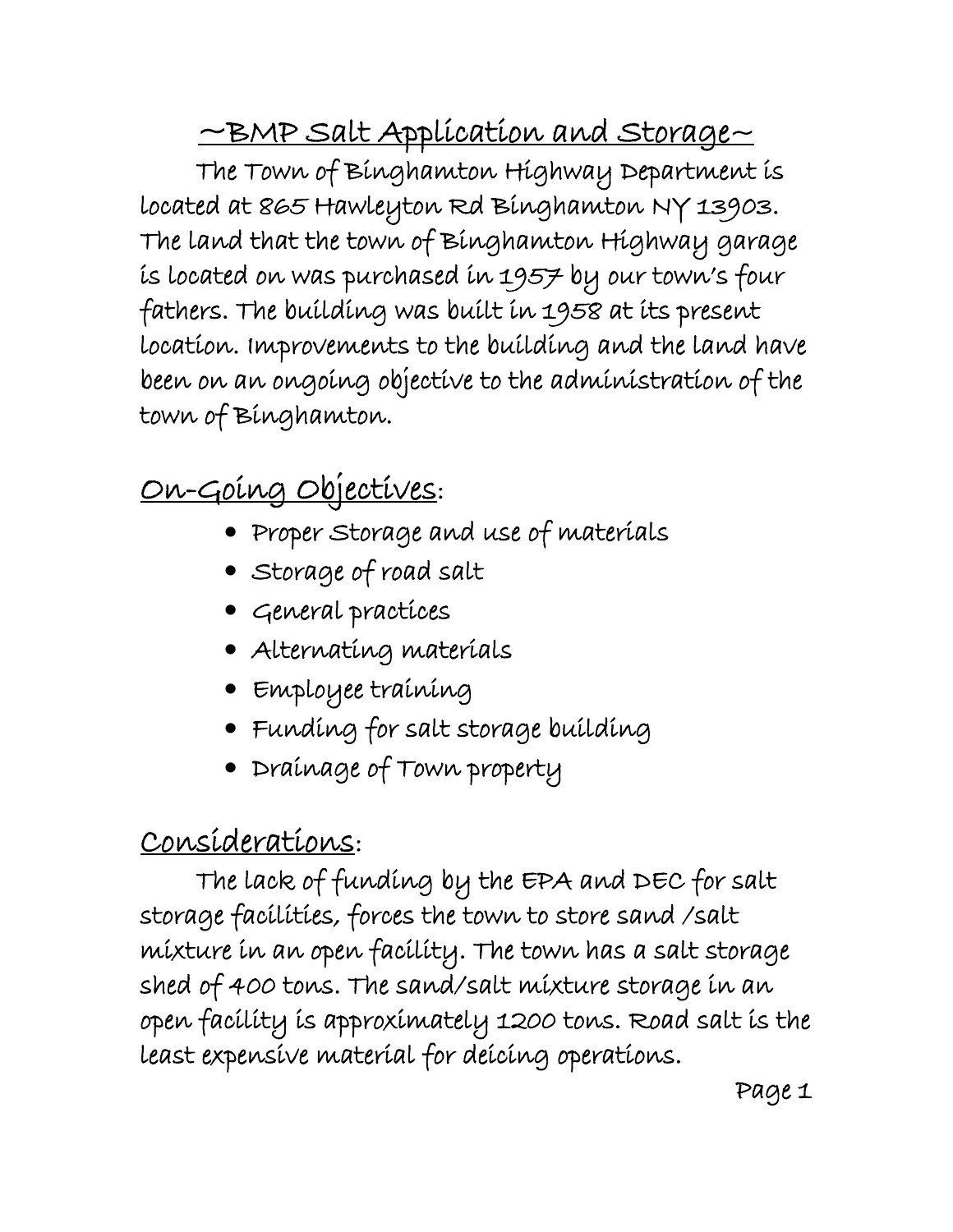# ~BMP Salt Application and Storage~

The Town of Binghamton Highway Department is located at 865 Hawleyton Rd Binghamton NY 13903. The land that the town of Binghamton Highway garage is located on was purchased in 1957 by our town's four fathers. The building was built in 1958 at its present location. Improvements to the building and the land have been on an ongoing objective to the administration of the town of Binghamton.

## On-Going Objectives:

- Proper Storage and use of materials
- Storage of road salt
- General practices
- Alternating materials
- Employee training
- Funding for salt storage building
- Drainage of Town property

## Considerations:

The lack of funding by the EPA and DEC for salt storage facilities, forces the town to store sand /salt mixture in an open facility. The town has a salt storage shed of 400 tons. The sand/salt mixture storage in an open facility is approximately 1200 tons. Road salt is the least expensive material for deicing operations.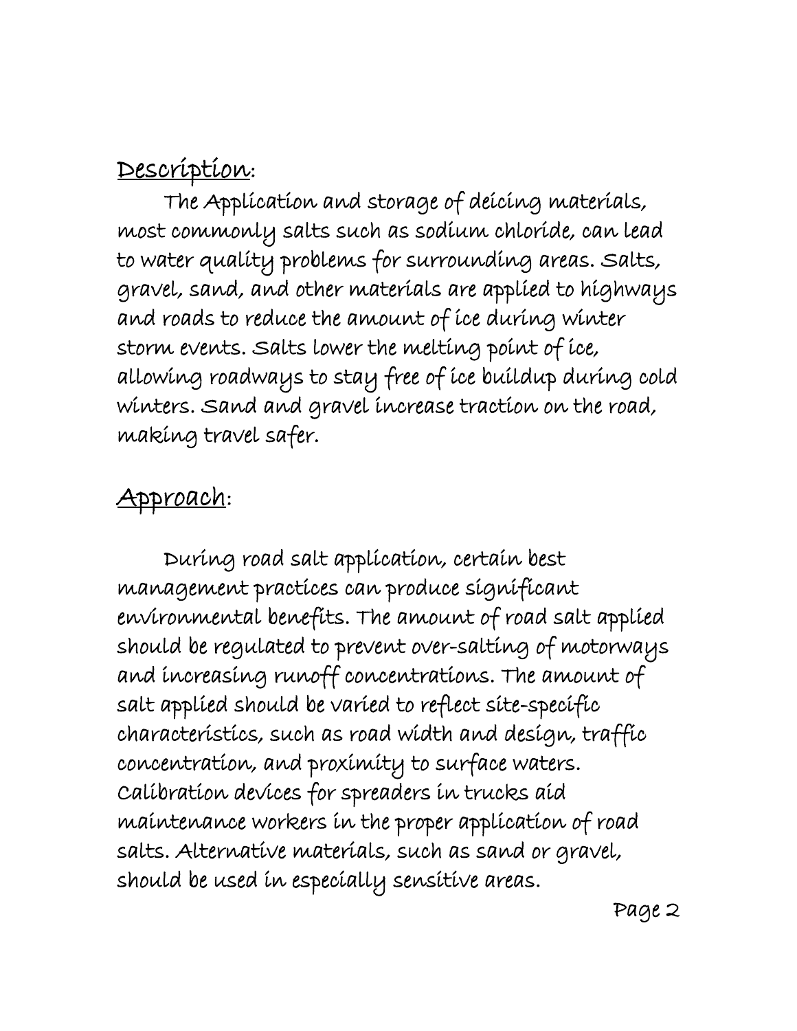## Description:

The Application and storage of deicing materials, most commonly salts such as sodium chloride, can lead to water quality problems for surrounding areas. Salts, gravel, sand, and other materials are applied to highways and roads to reduce the amount of ice during winter storm events. Salts lower the melting point of ice, allowing roadways to stay free of ice buildup during cold winters. Sand and gravel increase traction on the road, making travel safer.

## Approach:

During road salt application, certain best management practices can produce significant environmental benefits. The amount of road salt applied should be regulated to prevent over-salting of motorways and increasing runoff concentrations. The amount of salt applied should be varied to reflect site-specific characteristics, such as road width and design, traffic concentration, and proximity to surface waters. Calibration devices for spreaders in trucks aid maintenance workers in the proper application of road salts. Alternative materials, such as sand or gravel, should be used in especially sensitive areas.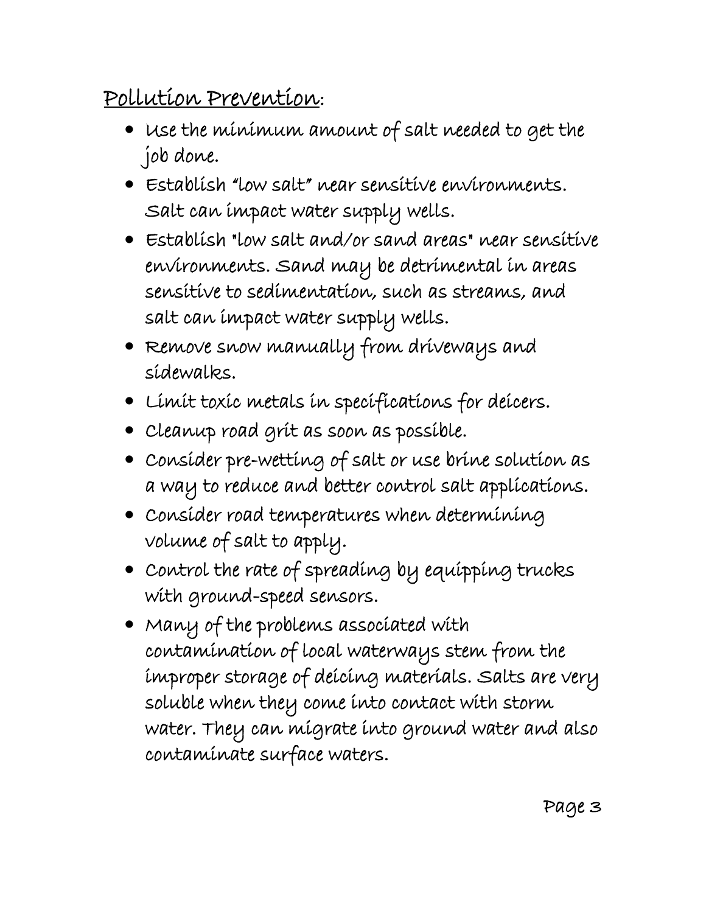## Pollution Prevention:

- Use the minimum amount of salt needed to get the job done.
- Establish "low salt" near sensitive environments. Salt can impact water supply wells.
- Establish "low salt and/or sand areas" near sensitive environments. Sand may be detrimental in areas sensitive to sedimentation, such as streams, and salt can impact water supply wells.
- Remove snow manually from driveways and sidewalks.
- Limit toxic metals in specifications for deicers.
- Cleanup road grit as soon as possible.
- Consider pre-wetting of salt or use brine solution as a way to reduce and better control salt applications.
- Consider road temperatures when determining volume of salt to apply.
- Control the rate of spreading by equipping trucks with ground-speed sensors.
- Many of the problems associated with contamination of local waterways stem from the improper storage of deicing materials. Salts are very soluble when they come into contact with storm water. They can migrate into ground water and also contaminate surface waters.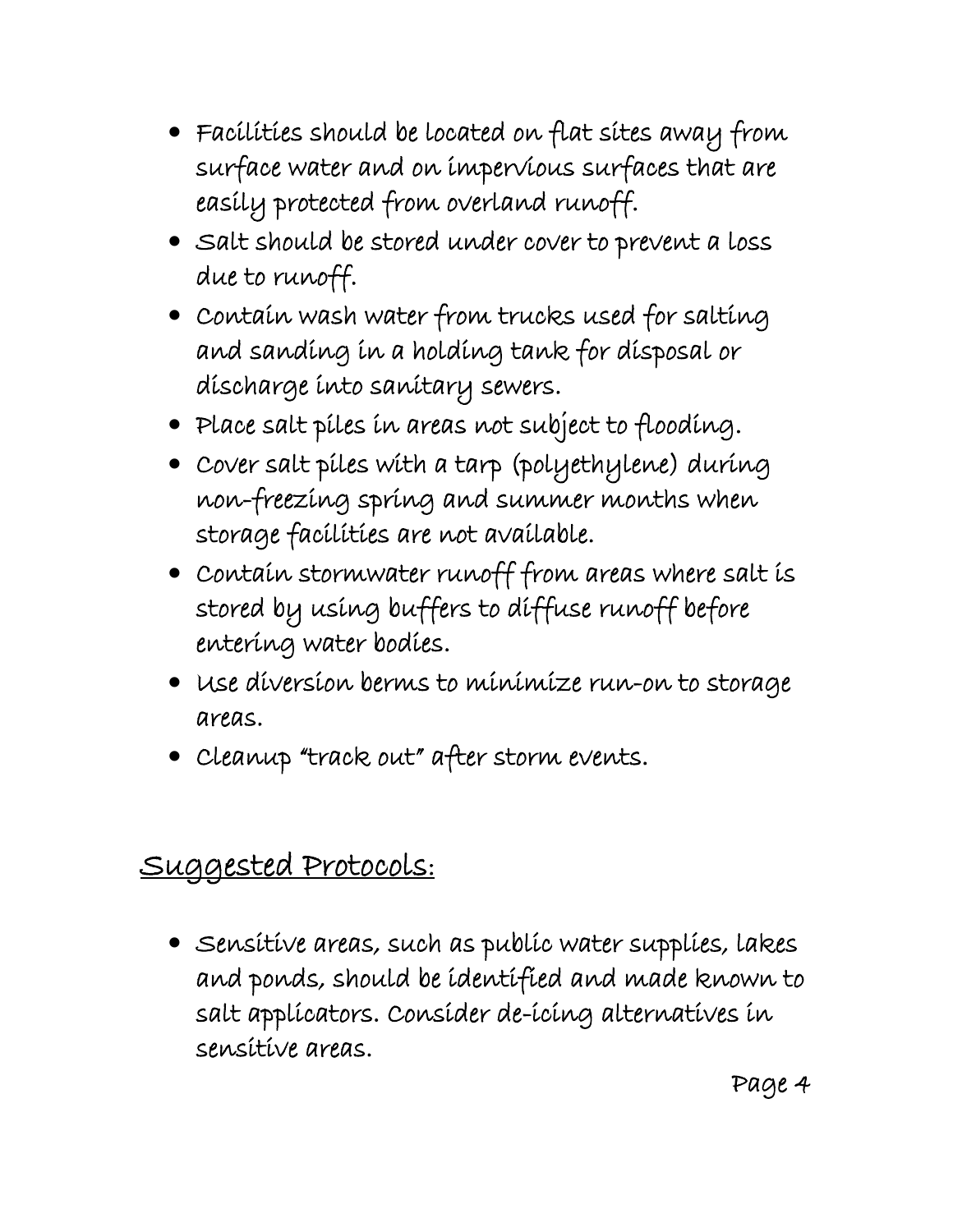- Facilities should be located on flat sites away from surface water and on impervious surfaces that are easily protected from overland runoff.
- Salt should be stored under cover to prevent a loss due to runoff.
- Contain wash water from trucks used for salting and sanding in a holding tank for disposal or discharge into sanitary sewers.
- Place salt piles in areas not subject to flooding.
- Cover salt piles with a tarp (polyethylene) during non-freezing spring and summer months when storage facilities are not available.
- Contain stormwater runoff from areas where salt is stored by using buffers to diffuse runoff before entering water bodies.
- Use diversion berms to minimize run-on to storage areas.
- Cleanup "track out" after storm events.

## Suggested Protocols:

- Sensitive areas, such as public water supplies, lakes and ponds, should be identified and made known to salt applicators. Consider de-icing alternatives in sensitive areas.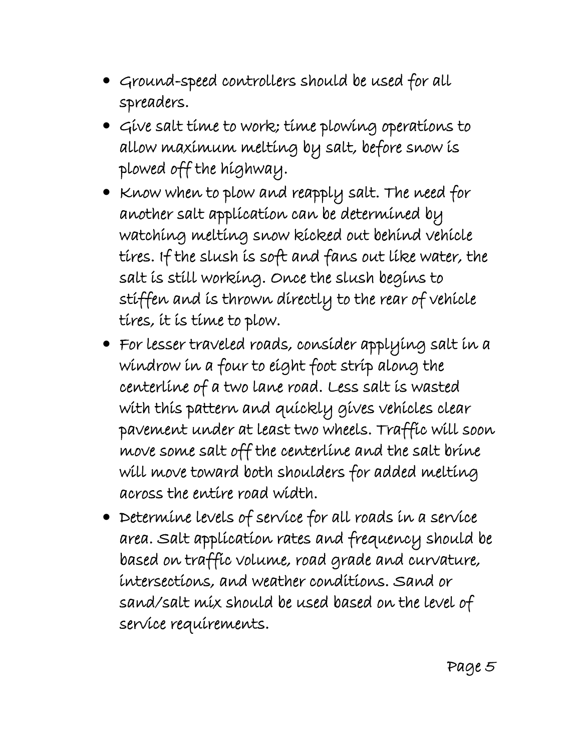- Ground-speed controllers should be used for all spreaders.
- Give salt time to work; time plowing operations to allow maximum melting by salt, before snow is plowed off the highway.
- Know when to plow and reapply salt. The need for another salt application can be determined by watching melting snow kicked out behind vehicle tires. If the slush is soft and fans out like water, the salt is still working. Once the slush begins to stiffen and is thrown directly to the rear of vehicle tires, it is time to plow.
- For lesser traveled roads, consider applying salt in a windrow in a four to eight foot strip along the centerline of a two lane road. Less salt is wasted with this pattern and quickly gives vehicles clear pavement under at least two wheels. Traffic will soon move some salt off the centerline and the salt brine will move toward both shoulders for added melting across the entire road width.
- Determine levels of service for all roads in a service area. Salt application rates and frequency should be based on traffic volume, road grade and curvature, intersections, and weather conditions. Sand or sand/salt mix should be used based on the level of service requirements.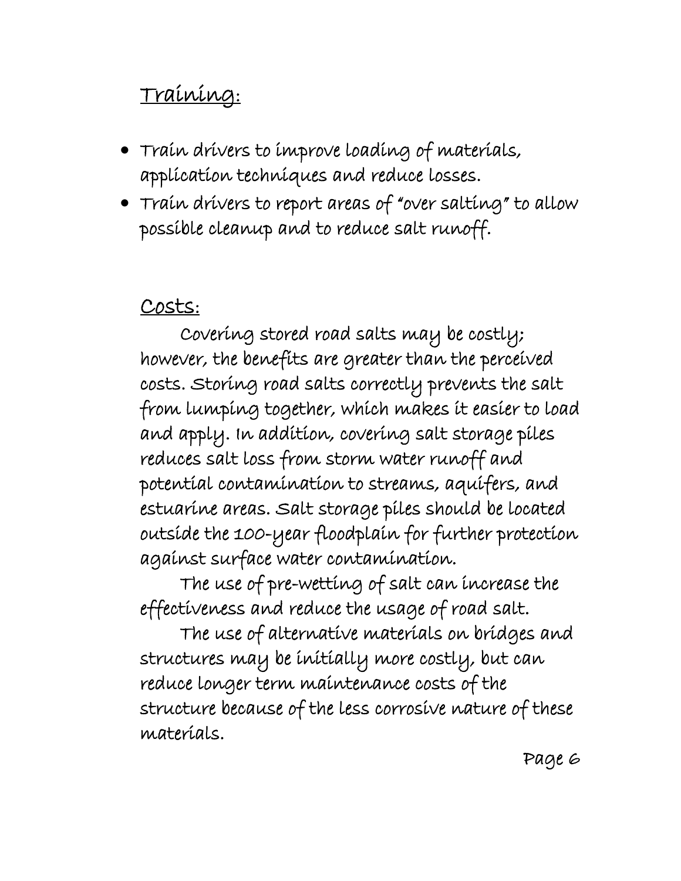## Training:

- Train drivers to improve loading of materials, application techniques and reduce losses.
- Train drivers to report areas of "over salting" to allow possible cleanup and to reduce salt runoff.

## Costs:

Covering stored road salts may be costly; however, the benefits are greater than the perceived costs. Storing road salts correctly prevents the salt from lumping together, which makes it easier to load and apply. In addition, covering salt storage piles reduces salt loss from storm water runoff and potential contamination to streams, aquifers, and estuarine areas. Salt storage piles should be located outside the 100-year floodplain for further protection against surface water contamination.

The use of pre-wetting of salt can increase the effectiveness and reduce the usage of road salt.

The use of alternative materials on bridges and structures may be initially more costly, but can reduce longer term maintenance costs of the structure because of the less corrosive nature of these materials.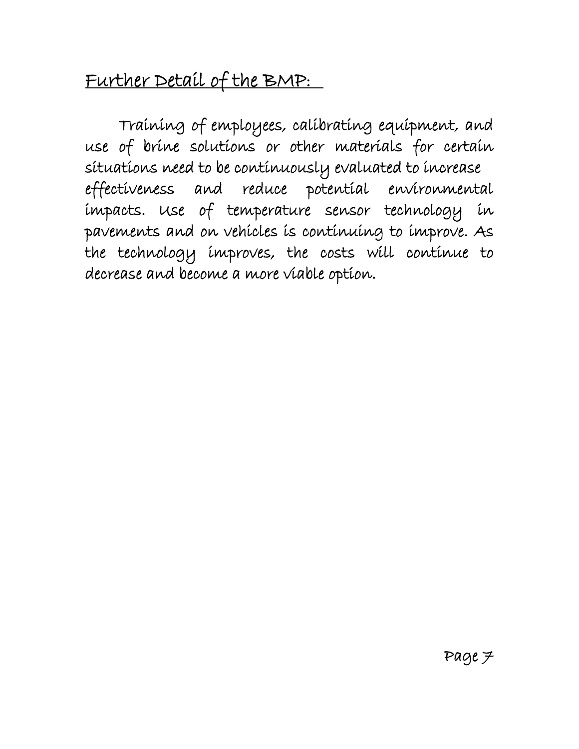## Further Detail of the BMP:

Training of employees, calibrating equipment, and use of brine solutions or other materials for certain situations need to be continuously evaluated to increase effectiveness and reduce potential environmental impacts. Use of temperature sensor technology in pavements and on vehicles is continuing to improve. As the technology improves, the costs will continue to decrease and become a more viable option.